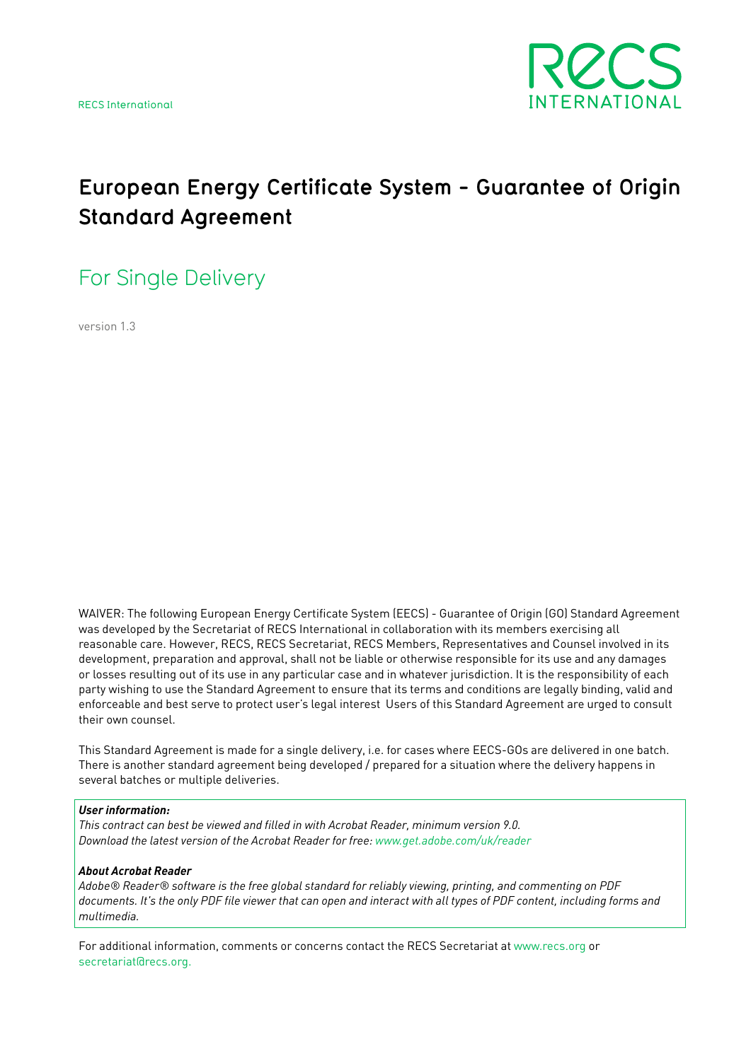RECS International

RECS INTERNATIONAL

# European Energy Certificate System - Guarantee of Origin Standard Agreement

## For Single Delivery

version 1.3

WAIVER: The following European Energy Certificate System (EECS) - Guarantee of Origin (GO) Standard Agreement was developed by the Secretariat of RECS International in collaboration with its members exercising all reasonable care. However, RECS, RECS Secretariat, RECS Members, Representatives and Counsel involved in its development, preparation and approval, shall not be liable or otherwise responsible for its use and any damages or losses resulting out of its use in any particular case and in whatever jurisdiction. It is the responsibility of each party wishing to use the Standard Agreement to ensure that its terms and conditions are legally binding, valid and enforceable and best serve to protect user's legal interest Users of this Standard Agreement are urged to consult their own counsel.

This Standard Agreement is made for a single delivery, i.e. for cases where EECS-GOs are delivered in one batch. There is another standard agreement being developed / prepared for a situation where the delivery happens in several batches or multiple deliveries.

***User information:***
*This contract can best be viewed and filled in with Acrobat Reader, minimum version 9.0.*
*Download the latest version of the Acrobat Reader for free: www.get.adobe.com/uk/reader*

***About Acrobat Reader***
*Adobe® Reader® software is the free global standard for reliably viewing, printing, and commenting on PDF documents. It's the only PDF file viewer that can open and interact with all types of PDF content, including forms and multimedia.*

For additional information, comments or concerns contact the RECS Secretariat at www.recs.org or secretariat@recs.org.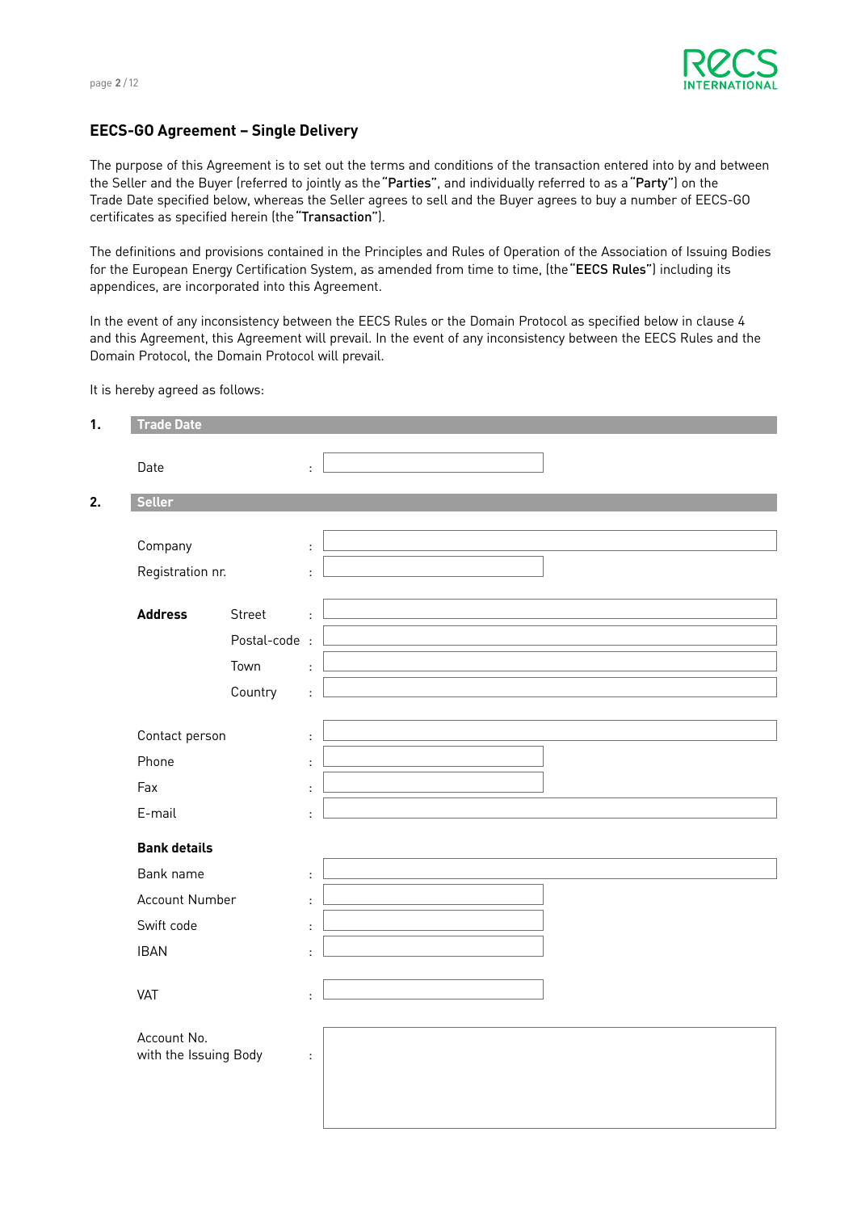## EECS-GO Agreement – Single Delivery

The purpose of this Agreement is to set out the terms and conditions of the transaction entered into by and between the Seller and the Buyer (referred to jointly as the "**Parties**", and individually referred to as a "**Party**") on the Trade Date specified below, whereas the Seller agrees to sell and the Buyer agrees to buy a number of EECS-GO certificates as specified herein (the "**Transaction**").

The definitions and provisions contained in the Principles and Rules of Operation of the Association of Issuing Bodies for the European Energy Certification System, as amended from time to time, (the "**EECS Rules**") including its appendices, are incorporated into this Agreement.

In the event of any inconsistency between the EECS Rules or the Domain Protocol as specified below in clause 4 and this Agreement, this Agreement will prevail. In the event of any inconsistency between the EECS Rules and the Domain Protocol, the Domain Protocol will prevail.

It is hereby agreed as follows:

### 1. Trade Date

Date :

### 2. Seller

Company :

Registration nr. :

**Address**

Street :

Postal-code :

Town :

Country :

Contact person :

Phone :

Fax :

E-mail :

**Bank details**

Bank name :

Account Number :

Swift code :

IBAN :

VAT :

Account No. with the Issuing Body :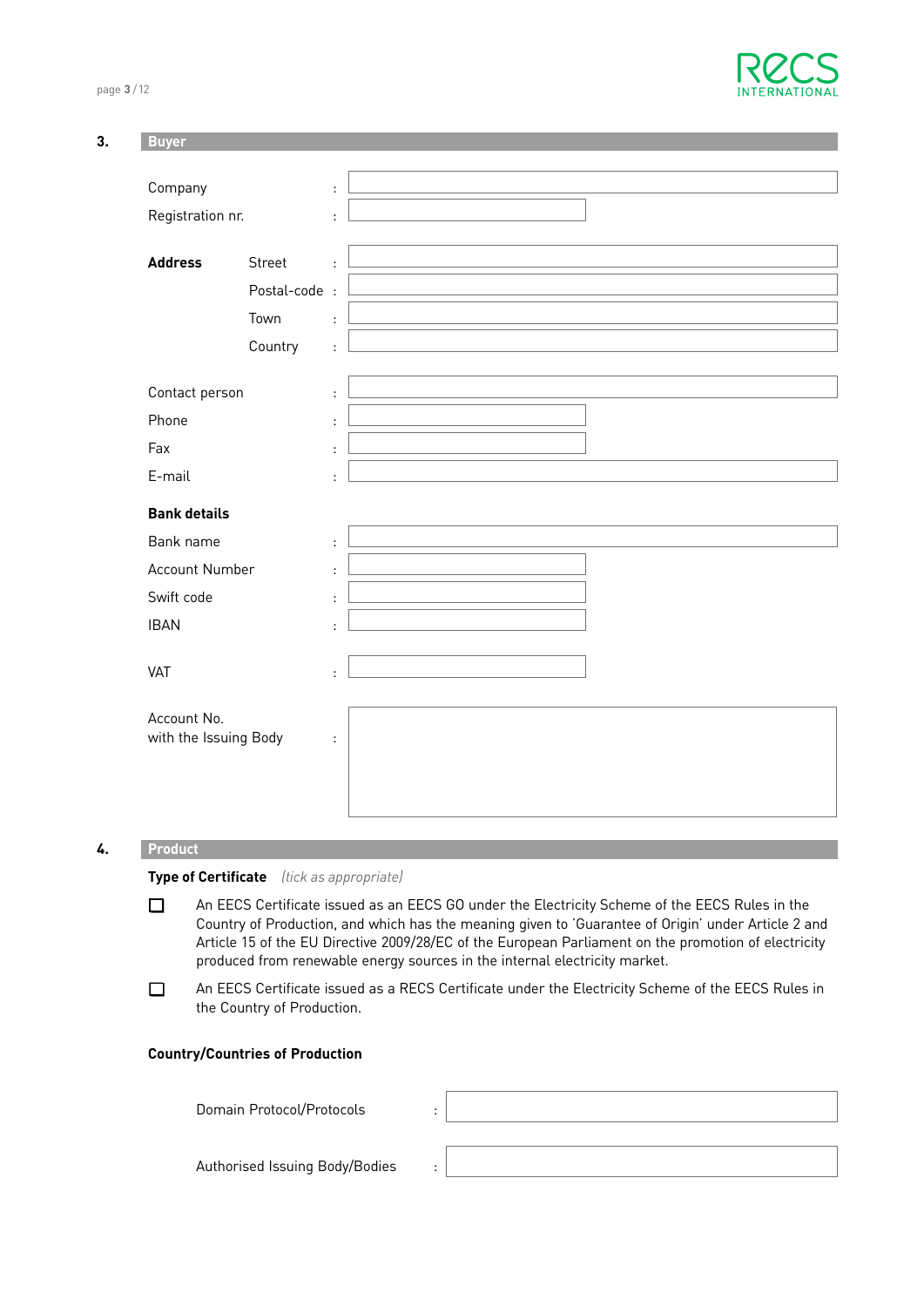## 3. Buyer

Company :

Registration nr. :

**Address**

| | |
|---|---|
| Street : | |
| Postal-code : | |
| Town : | |
| Country : | |

Contact person :

Phone :

Fax :

E-mail :

**Bank details**

Bank name :

Account Number :

Swift code :

IBAN :

VAT :

Account No. with the Issuing Body :

## 4. Product

**Type of Certificate** *(tick as appropriate)*

- ☐ An EECS Certificate issued as an EECS GO under the Electricity Scheme of the EECS Rules in the Country of Production, and which has the meaning given to 'Guarantee of Origin' under Article 2 and Article 15 of the EU Directive 2009/28/EC of the European Parliament on the promotion of electricity produced from renewable energy sources in the internal electricity market.
- ☐ An EECS Certificate issued as a RECS Certificate under the Electricity Scheme of the EECS Rules in the Country of Production.

**Country/Countries of Production**

Domain Protocol/Protocols :

Authorised Issuing Body/Bodies :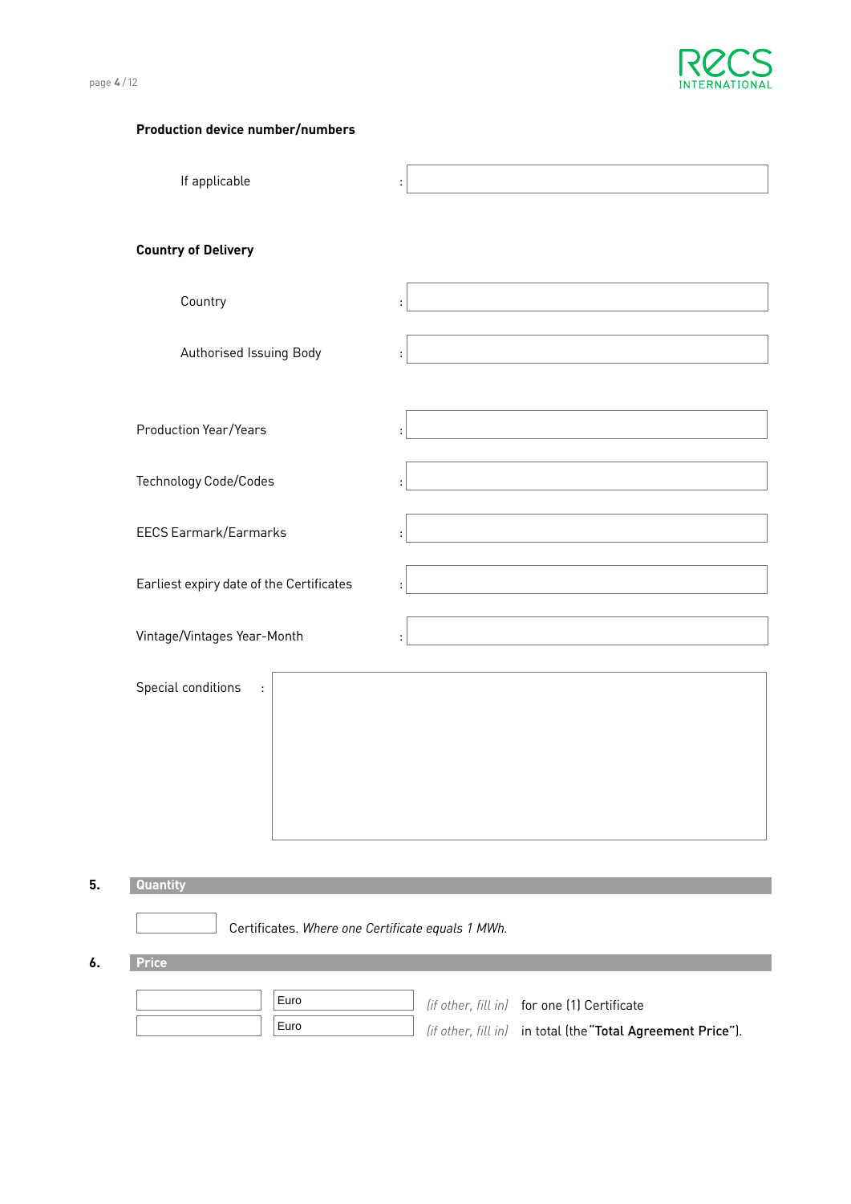**Production device number/numbers**

If applicable :

**Country of Delivery**

Country :

Authorised Issuing Body :

Production Year/Years :

Technology Code/Codes :

EECS Earmark/Earmarks :

Earliest expiry date of the Certificates :

Vintage/Vintages Year-Month :

Special conditions :

## 5. Quantity

Certificates. *Where one Certificate equals 1 MWh.*

## 6. Price

| | | | |
|---|---|---|---|
| | Euro | *(if other, fill in)* | for one (1) Certificate |
| | Euro | *(if other, fill in)* | in total (the "**Total Agreement Price**"). |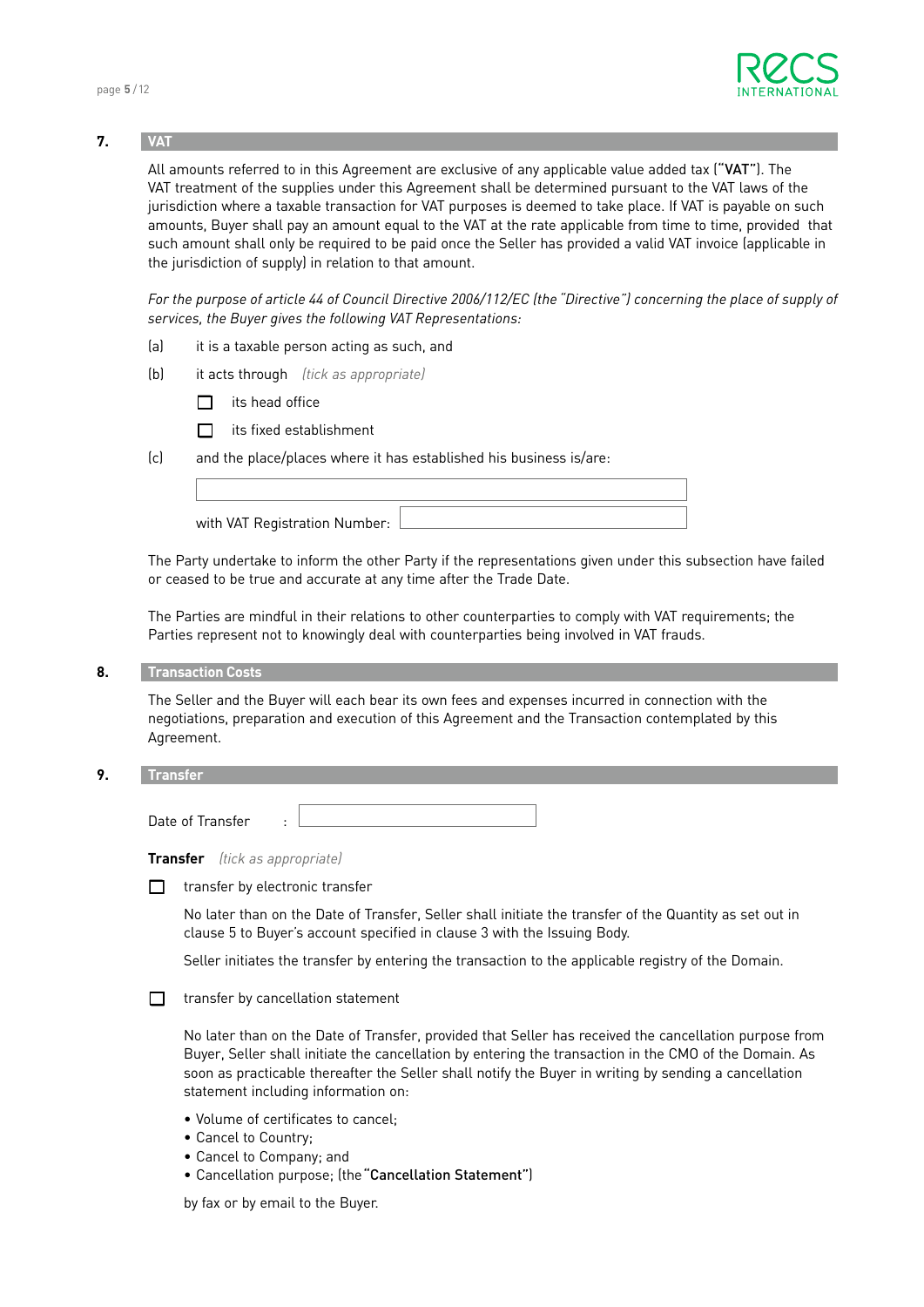## 7. VAT

All amounts referred to in this Agreement are exclusive of any applicable value added tax (**"VAT"**). The VAT treatment of the supplies under this Agreement shall be determined pursuant to the VAT laws of the jurisdiction where a taxable transaction for VAT purposes is deemed to take place. If VAT is payable on such amounts, Buyer shall pay an amount equal to the VAT at the rate applicable from time to time, provided that such amount shall only be required to be paid once the Seller has provided a valid VAT invoice (applicable in the jurisdiction of supply) in relation to that amount.

*For the purpose of article 44 of Council Directive 2006/112/EC (the "Directive") concerning the place of supply of services, the Buyer gives the following VAT Representations:*

(a) it is a taxable person acting as such, and

(b) it acts through *(tick as appropriate)*

- ☐ its head office
- ☐ its fixed establishment

(c) and the place/places where it has established his business is/are:

\_\_\_\_\_\_\_\_\_\_\_\_\_\_\_\_\_\_\_\_

with VAT Registration Number: \_\_\_\_\_\_\_\_\_\_\_\_\_\_\_\_\_\_\_\_

The Party undertake to inform the other Party if the representations given under this subsection have failed or ceased to be true and accurate at any time after the Trade Date.

The Parties are mindful in their relations to other counterparties to comply with VAT requirements; the Parties represent not to knowingly deal with counterparties being involved in VAT frauds.

## 8. Transaction Costs

The Seller and the Buyer will each bear its own fees and expenses incurred in connection with the negotiations, preparation and execution of this Agreement and the Transaction contemplated by this Agreement.

## 9. Transfer

Date of Transfer : \_\_\_\_\_\_\_\_\_\_\_\_\_\_\_\_\_\_\_\_

**Transfer** *(tick as appropriate)*

☐ transfer by electronic transfer

No later than on the Date of Transfer, Seller shall initiate the transfer of the Quantity as set out in clause 5 to Buyer's account specified in clause 3 with the Issuing Body.

Seller initiates the transfer by entering the transaction to the applicable registry of the Domain.

☐ transfer by cancellation statement

No later than on the Date of Transfer, provided that Seller has received the cancellation purpose from Buyer, Seller shall initiate the cancellation by entering the transaction in the CMO of the Domain. As soon as practicable thereafter the Seller shall notify the Buyer in writing by sending a cancellation statement including information on:

- Volume of certificates to cancel;
- Cancel to Country;
- Cancel to Company; and
- Cancellation purpose; (the **"Cancellation Statement"**)

by fax or by email to the Buyer.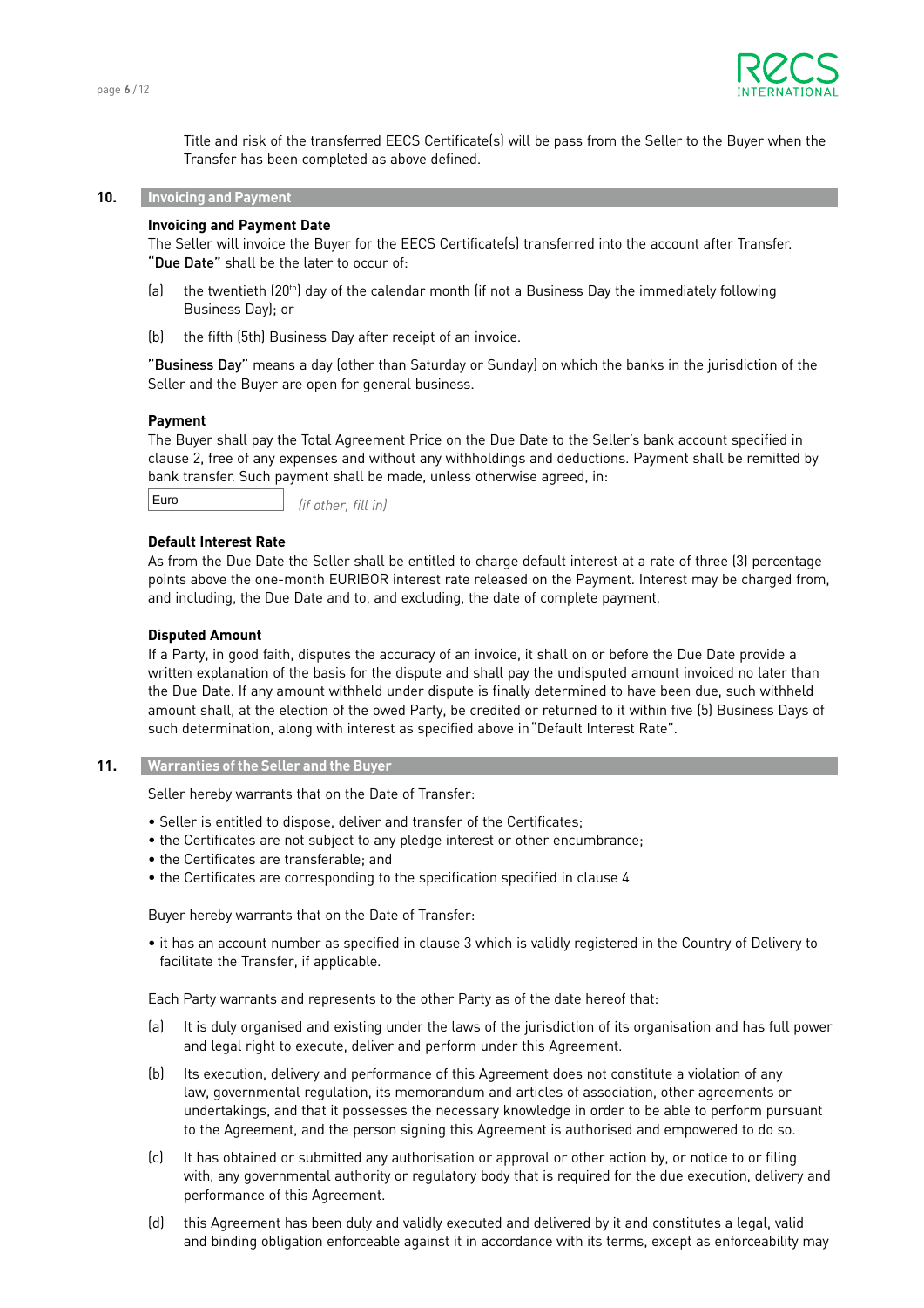Title and risk of the transferred EECS Certificate(s) will be pass from the Seller to the Buyer when the Transfer has been completed as above defined.

## 10. Invoicing and Payment

**Invoicing and Payment Date**

The Seller will invoice the Buyer for the EECS Certificate(s) transferred into the account after Transfer. **"Due Date"** shall be the later to occur of:

(a) the twentieth (20th) day of the calendar month (if not a Business Day the immediately following Business Day); or

(b) the fifth (5th) Business Day after receipt of an invoice.

**"Business Day"** means a day (other than Saturday or Sunday) on which the banks in the jurisdiction of the Seller and the Buyer are open for general business.

**Payment**

The Buyer shall pay the Total Agreement Price on the Due Date to the Seller's bank account specified in clause 2, free of any expenses and without any withholdings and deductions. Payment shall be remitted by bank transfer. Such payment shall be made, unless otherwise agreed, in:

Euro *(if other, fill in)*

**Default Interest Rate**

As from the Due Date the Seller shall be entitled to charge default interest at a rate of three (3) percentage points above the one-month EURIBOR interest rate released on the Payment. Interest may be charged from, and including, the Due Date and to, and excluding, the date of complete payment.

**Disputed Amount**

If a Party, in good faith, disputes the accuracy of an invoice, it shall on or before the Due Date provide a written explanation of the basis for the dispute and shall pay the undisputed amount invoiced no later than the Due Date. If any amount withheld under dispute is finally determined to have been due, such withheld amount shall, at the election of the owed Party, be credited or returned to it within five (5) Business Days of such determination, along with interest as specified above in "Default Interest Rate".

## 11. Warranties of the Seller and the Buyer

Seller hereby warrants that on the Date of Transfer:

- Seller is entitled to dispose, deliver and transfer of the Certificates;
- the Certificates are not subject to any pledge interest or other encumbrance;
- the Certificates are transferable; and
- the Certificates are corresponding to the specification specified in clause 4

Buyer hereby warrants that on the Date of Transfer:

- it has an account number as specified in clause 3 which is validly registered in the Country of Delivery to facilitate the Transfer, if applicable.

Each Party warrants and represents to the other Party as of the date hereof that:

(a) It is duly organised and existing under the laws of the jurisdiction of its organisation and has full power and legal right to execute, deliver and perform under this Agreement.

(b) Its execution, delivery and performance of this Agreement does not constitute a violation of any law, governmental regulation, its memorandum and articles of association, other agreements or undertakings, and that it possesses the necessary knowledge in order to be able to perform pursuant to the Agreement, and the person signing this Agreement is authorised and empowered to do so.

(c) It has obtained or submitted any authorisation or approval or other action by, or notice to or filing with, any governmental authority or regulatory body that is required for the due execution, delivery and performance of this Agreement.

(d) this Agreement has been duly and validly executed and delivered by it and constitutes a legal, valid and binding obligation enforceable against it in accordance with its terms, except as enforceability may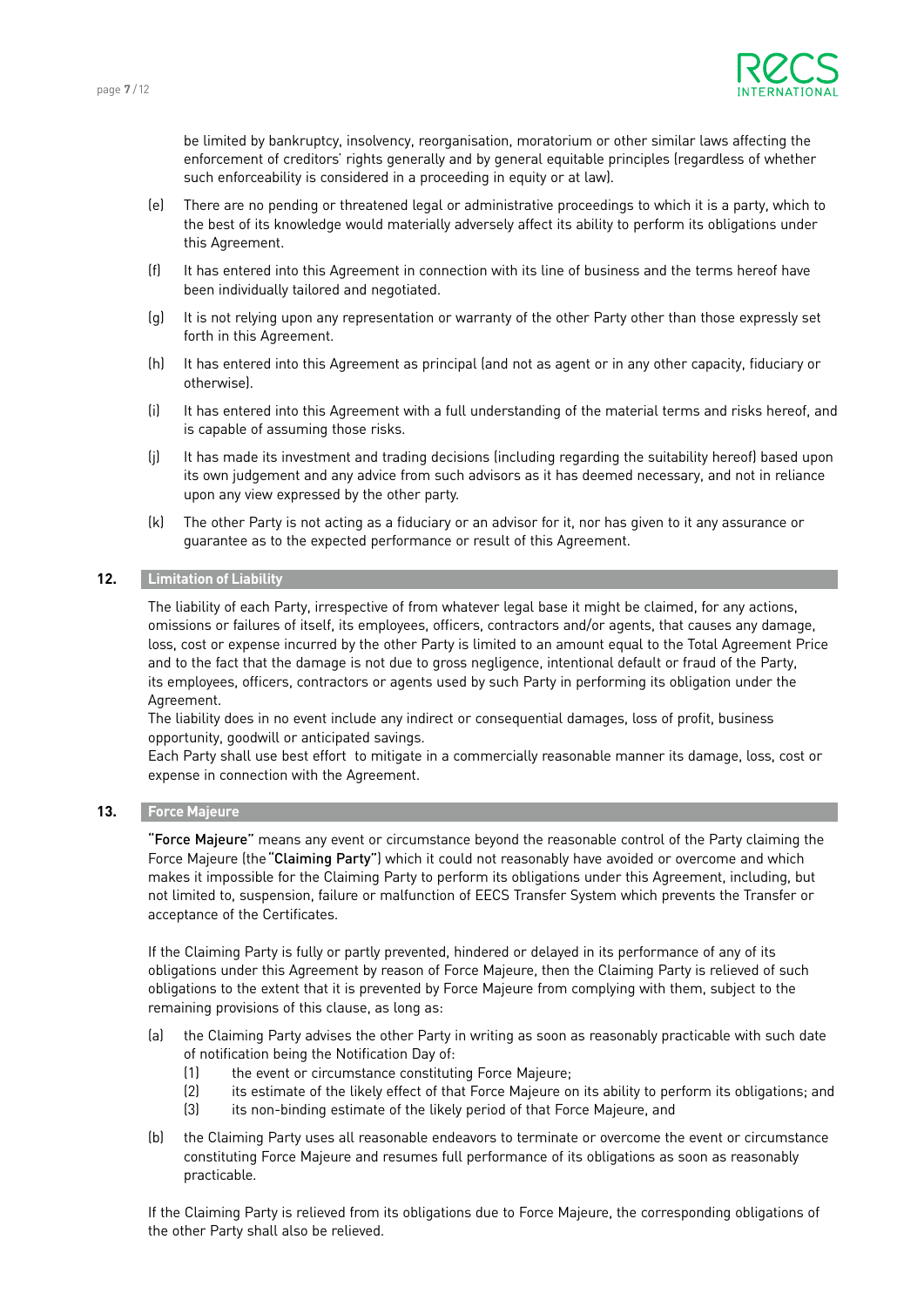be limited by bankruptcy, insolvency, reorganisation, moratorium or other similar laws affecting the enforcement of creditors' rights generally and by general equitable principles (regardless of whether such enforceability is considered in a proceeding in equity or at law).

(e) There are no pending or threatened legal or administrative proceedings to which it is a party, which to the best of its knowledge would materially adversely affect its ability to perform its obligations under this Agreement.

(f) It has entered into this Agreement in connection with its line of business and the terms hereof have been individually tailored and negotiated.

(g) It is not relying upon any representation or warranty of the other Party other than those expressly set forth in this Agreement.

(h) It has entered into this Agreement as principal (and not as agent or in any other capacity, fiduciary or otherwise).

(i) It has entered into this Agreement with a full understanding of the material terms and risks hereof, and is capable of assuming those risks.

(j) It has made its investment and trading decisions (including regarding the suitability hereof) based upon its own judgement and any advice from such advisors as it has deemed necessary, and not in reliance upon any view expressed by the other party.

(k) The other Party is not acting as a fiduciary or an advisor for it, nor has given to it any assurance or guarantee as to the expected performance or result of this Agreement.

## 12. Limitation of Liability

The liability of each Party, irrespective of from whatever legal base it might be claimed, for any actions, omissions or failures of itself, its employees, officers, contractors and/or agents, that causes any damage, loss, cost or expense incurred by the other Party is limited to an amount equal to the Total Agreement Price and to the fact that the damage is not due to gross negligence, intentional default or fraud of the Party, its employees, officers, contractors or agents used by such Party in performing its obligation under the Agreement.

The liability does in no event include any indirect or consequential damages, loss of profit, business opportunity, goodwill or anticipated savings.

Each Party shall use best effort to mitigate in a commercially reasonable manner its damage, loss, cost or expense in connection with the Agreement.

## 13. Force Majeure

"**Force Majeure**" means any event or circumstance beyond the reasonable control of the Party claiming the Force Majeure (the "**Claiming Party**") which it could not reasonably have avoided or overcome and which makes it impossible for the Claiming Party to perform its obligations under this Agreement, including, but not limited to, suspension, failure or malfunction of EECS Transfer System which prevents the Transfer or acceptance of the Certificates.

If the Claiming Party is fully or partly prevented, hindered or delayed in its performance of any of its obligations under this Agreement by reason of Force Majeure, then the Claiming Party is relieved of such obligations to the extent that it is prevented by Force Majeure from complying with them, subject to the remaining provisions of this clause, as long as:

(a) the Claiming Party advises the other Party in writing as soon as reasonably practicable with such date of notification being the Notification Day of:
   (1) the event or circumstance constituting Force Majeure;
   (2) its estimate of the likely effect of that Force Majeure on its ability to perform its obligations; and
   (3) its non-binding estimate of the likely period of that Force Majeure, and

(b) the Claiming Party uses all reasonable endeavors to terminate or overcome the event or circumstance constituting Force Majeure and resumes full performance of its obligations as soon as reasonably practicable.

If the Claiming Party is relieved from its obligations due to Force Majeure, the corresponding obligations of the other Party shall also be relieved.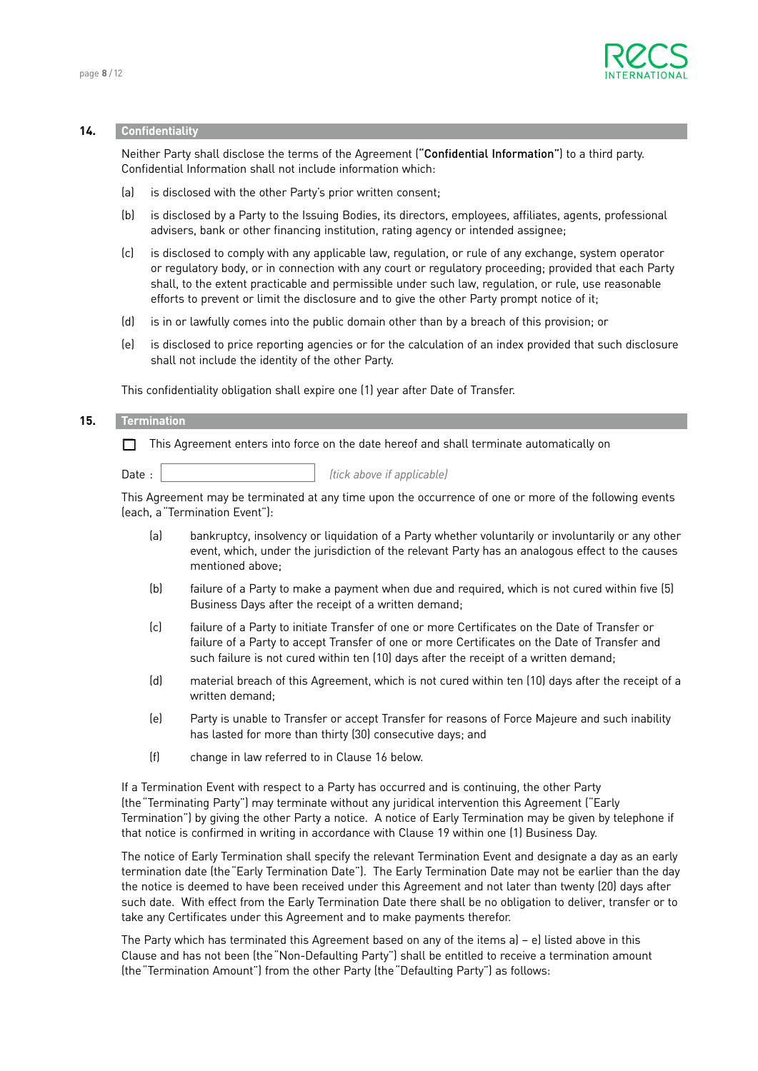## 14. Confidentiality

Neither Party shall disclose the terms of the Agreement (**"Confidential Information"**) to a third party. Confidential Information shall not include information which:

(a) is disclosed with the other Party's prior written consent;

(b) is disclosed by a Party to the Issuing Bodies, its directors, employees, affiliates, agents, professional advisers, bank or other financing institution, rating agency or intended assignee;

(c) is disclosed to comply with any applicable law, regulation, or rule of any exchange, system operator or regulatory body, or in connection with any court or regulatory proceeding; provided that each Party shall, to the extent practicable and permissible under such law, regulation, or rule, use reasonable efforts to prevent or limit the disclosure and to give the other Party prompt notice of it;

(d) is in or lawfully comes into the public domain other than by a breach of this provision; or

(e) is disclosed to price reporting agencies or for the calculation of an index provided that such disclosure shall not include the identity of the other Party.

This confidentiality obligation shall expire one (1) year after Date of Transfer.

## 15. Termination

☐ This Agreement enters into force on the date hereof and shall terminate automatically on

Date : ____________ *(tick above if applicable)*

This Agreement may be terminated at any time upon the occurrence of one or more of the following events (each, a "Termination Event"):

(a) bankruptcy, insolvency or liquidation of a Party whether voluntarily or involuntarily or any other event, which, under the jurisdiction of the relevant Party has an analogous effect to the causes mentioned above;

(b) failure of a Party to make a payment when due and required, which is not cured within five (5) Business Days after the receipt of a written demand;

(c) failure of a Party to initiate Transfer of one or more Certificates on the Date of Transfer or failure of a Party to accept Transfer of one or more Certificates on the Date of Transfer and such failure is not cured within ten (10) days after the receipt of a written demand;

(d) material breach of this Agreement, which is not cured within ten (10) days after the receipt of a written demand;

(e) Party is unable to Transfer or accept Transfer for reasons of Force Majeure and such inability has lasted for more than thirty (30) consecutive days; and

(f) change in law referred to in Clause 16 below.

If a Termination Event with respect to a Party has occurred and is continuing, the other Party (the "Terminating Party") may terminate without any juridical intervention this Agreement ("Early Termination") by giving the other Party a notice. A notice of Early Termination may be given by telephone if that notice is confirmed in writing in accordance with Clause 19 within one (1) Business Day.

The notice of Early Termination shall specify the relevant Termination Event and designate a day as an early termination date (the "Early Termination Date"). The Early Termination Date may not be earlier than the day the notice is deemed to have been received under this Agreement and not later than twenty (20) days after such date. With effect from the Early Termination Date there shall be no obligation to deliver, transfer or to take any Certificates under this Agreement and to make payments therefor.

The Party which has terminated this Agreement based on any of the items a) – e) listed above in this Clause and has not been (the "Non-Defaulting Party") shall be entitled to receive a termination amount (the "Termination Amount") from the other Party (the "Defaulting Party") as follows: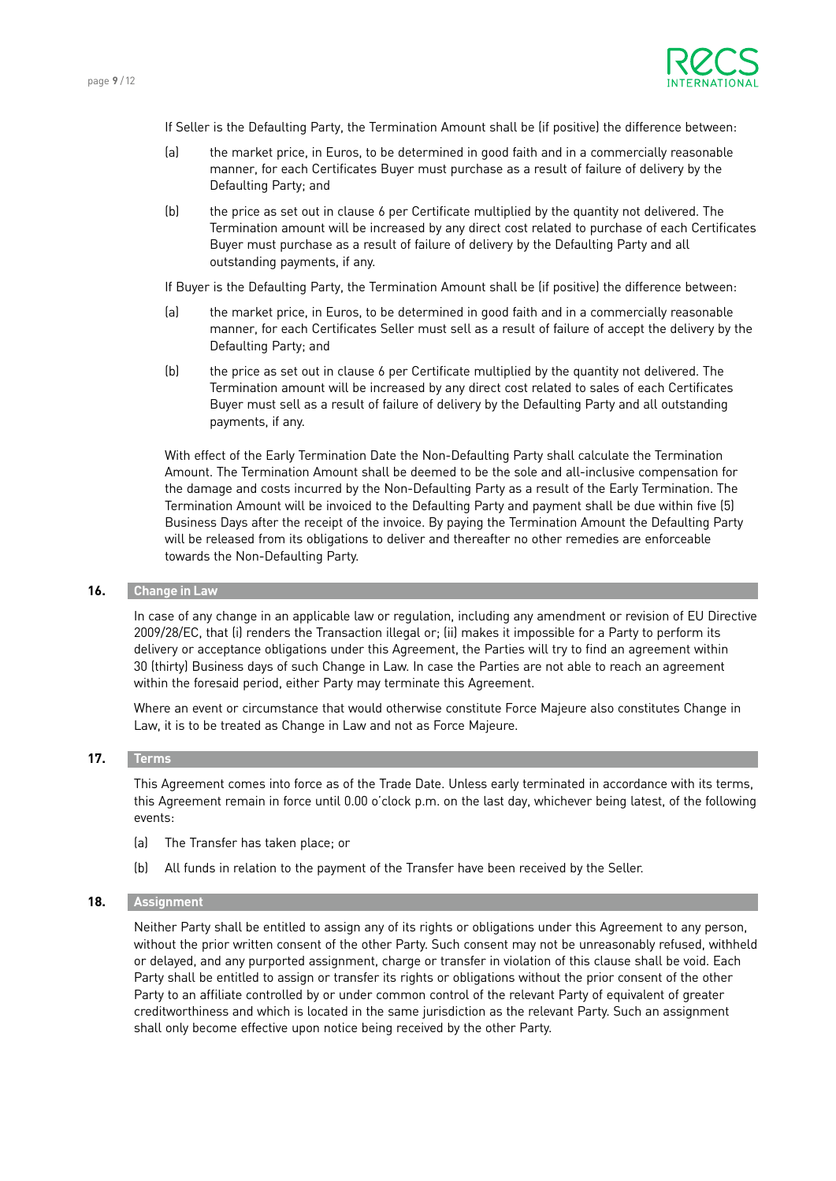If Seller is the Defaulting Party, the Termination Amount shall be (if positive) the difference between:

(a) the market price, in Euros, to be determined in good faith and in a commercially reasonable manner, for each Certificates Buyer must purchase as a result of failure of delivery by the Defaulting Party; and

(b) the price as set out in clause 6 per Certificate multiplied by the quantity not delivered. The Termination amount will be increased by any direct cost related to purchase of each Certificates Buyer must purchase as a result of failure of delivery by the Defaulting Party and all outstanding payments, if any.

If Buyer is the Defaulting Party, the Termination Amount shall be (if positive) the difference between:

(a) the market price, in Euros, to be determined in good faith and in a commercially reasonable manner, for each Certificates Seller must sell as a result of failure of accept the delivery by the Defaulting Party; and

(b) the price as set out in clause 6 per Certificate multiplied by the quantity not delivered. The Termination amount will be increased by any direct cost related to sales of each Certificates Buyer must sell as a result of failure of delivery by the Defaulting Party and all outstanding payments, if any.

With effect of the Early Termination Date the Non-Defaulting Party shall calculate the Termination Amount. The Termination Amount shall be deemed to be the sole and all-inclusive compensation for the damage and costs incurred by the Non-Defaulting Party as a result of the Early Termination. The Termination Amount will be invoiced to the Defaulting Party and payment shall be due within five (5) Business Days after the receipt of the invoice. By paying the Termination Amount the Defaulting Party will be released from its obligations to deliver and thereafter no other remedies are enforceable towards the Non-Defaulting Party.

## 16. Change in Law

In case of any change in an applicable law or regulation, including any amendment or revision of EU Directive 2009/28/EC, that (i) renders the Transaction illegal or; (ii) makes it impossible for a Party to perform its delivery or acceptance obligations under this Agreement, the Parties will try to find an agreement within 30 (thirty) Business days of such Change in Law. In case the Parties are not able to reach an agreement within the foresaid period, either Party may terminate this Agreement.

Where an event or circumstance that would otherwise constitute Force Majeure also constitutes Change in Law, it is to be treated as Change in Law and not as Force Majeure.

## 17. Terms

This Agreement comes into force as of the Trade Date. Unless early terminated in accordance with its terms, this Agreement remain in force until 0.00 o'clock p.m. on the last day, whichever being latest, of the following events:

(a) The Transfer has taken place; or

(b) All funds in relation to the payment of the Transfer have been received by the Seller.

## 18. Assignment

Neither Party shall be entitled to assign any of its rights or obligations under this Agreement to any person, without the prior written consent of the other Party. Such consent may not be unreasonably refused, withheld or delayed, and any purported assignment, charge or transfer in violation of this clause shall be void. Each Party shall be entitled to assign or transfer its rights or obligations without the prior consent of the other Party to an affiliate controlled by or under common control of the relevant Party of equivalent of greater creditworthiness and which is located in the same jurisdiction as the relevant Party. Such an assignment shall only become effective upon notice being received by the other Party.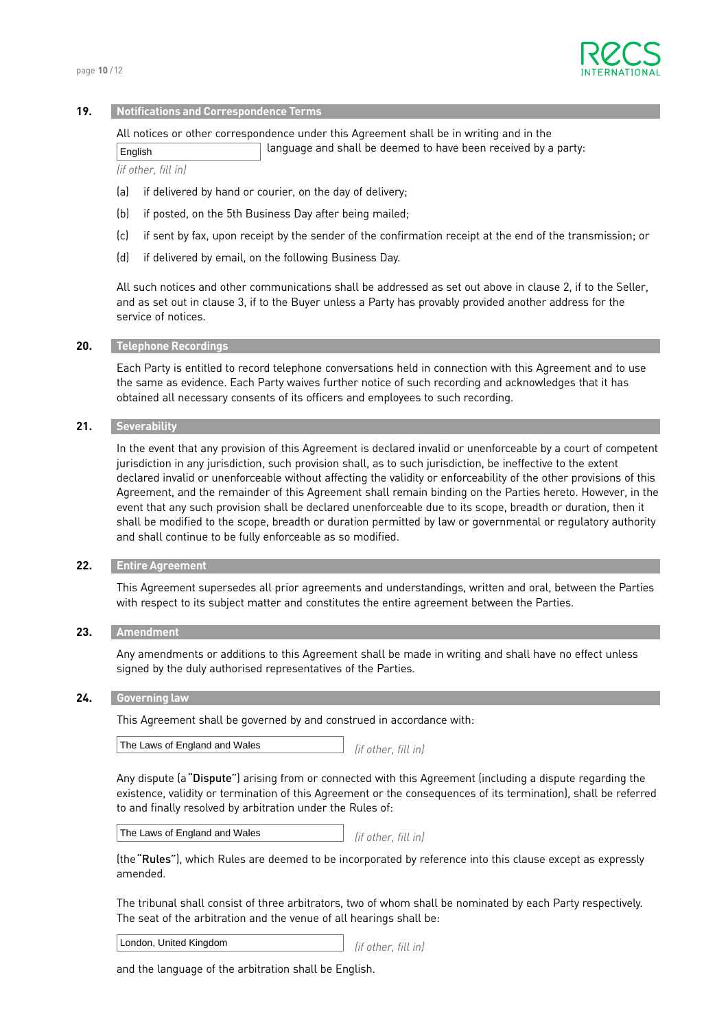## 19. Notifications and Correspondence Terms

All notices or other correspondence under this Agreement shall be in writing and in the English language and shall be deemed to have been received by a party:

*(if other, fill in)*

(a) if delivered by hand or courier, on the day of delivery;

(b) if posted, on the 5th Business Day after being mailed;

(c) if sent by fax, upon receipt by the sender of the confirmation receipt at the end of the transmission; or

(d) if delivered by email, on the following Business Day.

All such notices and other communications shall be addressed as set out above in clause 2, if to the Seller, and as set out in clause 3, if to the Buyer unless a Party has provably provided another address for the service of notices.

## 20. Telephone Recordings

Each Party is entitled to record telephone conversations held in connection with this Agreement and to use the same as evidence. Each Party waives further notice of such recording and acknowledges that it has obtained all necessary consents of its officers and employees to such recording.

## 21. Severability

In the event that any provision of this Agreement is declared invalid or unenforceable by a court of competent jurisdiction in any jurisdiction, such provision shall, as to such jurisdiction, be ineffective to the extent declared invalid or unenforceable without affecting the validity or enforceability of the other provisions of this Agreement, and the remainder of this Agreement shall remain binding on the Parties hereto. However, in the event that any such provision shall be declared unenforceable due to its scope, breadth or duration, then it shall be modified to the scope, breadth or duration permitted by law or governmental or regulatory authority and shall continue to be fully enforceable as so modified.

## 22. Entire Agreement

This Agreement supersedes all prior agreements and understandings, written and oral, between the Parties with respect to its subject matter and constitutes the entire agreement between the Parties.

## 23. Amendment

Any amendments or additions to this Agreement shall be made in writing and shall have no effect unless signed by the duly authorised representatives of the Parties.

## 24. Governing law

This Agreement shall be governed by and construed in accordance with:

The Laws of England and Wales *(if other, fill in)*

Any dispute (a "**Dispute**") arising from or connected with this Agreement (including a dispute regarding the existence, validity or termination of this Agreement or the consequences of its termination), shall be referred to and finally resolved by arbitration under the Rules of:

The Laws of England and Wales *(if other, fill in)*

(the "**Rules**"), which Rules are deemed to be incorporated by reference into this clause except as expressly amended.

The tribunal shall consist of three arbitrators, two of whom shall be nominated by each Party respectively. The seat of the arbitration and the venue of all hearings shall be:

London, United Kingdom *(if other, fill in)*

and the language of the arbitration shall be English.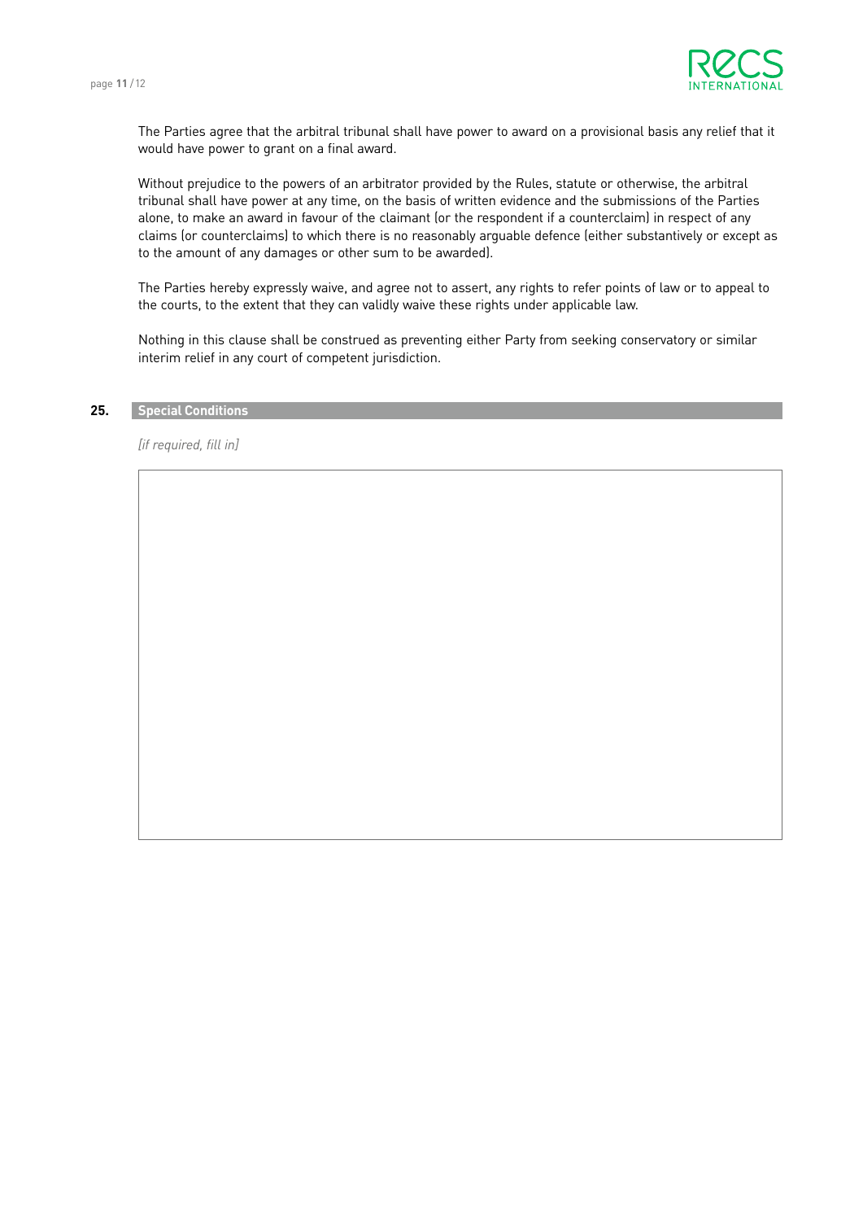The Parties agree that the arbitral tribunal shall have power to award on a provisional basis any relief that it would have power to grant on a final award.

Without prejudice to the powers of an arbitrator provided by the Rules, statute or otherwise, the arbitral tribunal shall have power at any time, on the basis of written evidence and the submissions of the Parties alone, to make an award in favour of the claimant (or the respondent if a counterclaim) in respect of any claims (or counterclaims) to which there is no reasonably arguable defence (either substantively or except as to the amount of any damages or other sum to be awarded).

The Parties hereby expressly waive, and agree not to assert, any rights to refer points of law or to appeal to the courts, to the extent that they can validly waive these rights under applicable law.

Nothing in this clause shall be construed as preventing either Party from seeking conservatory or similar interim relief in any court of competent jurisdiction.

## 25. Special Conditions

*[if required, fill in]*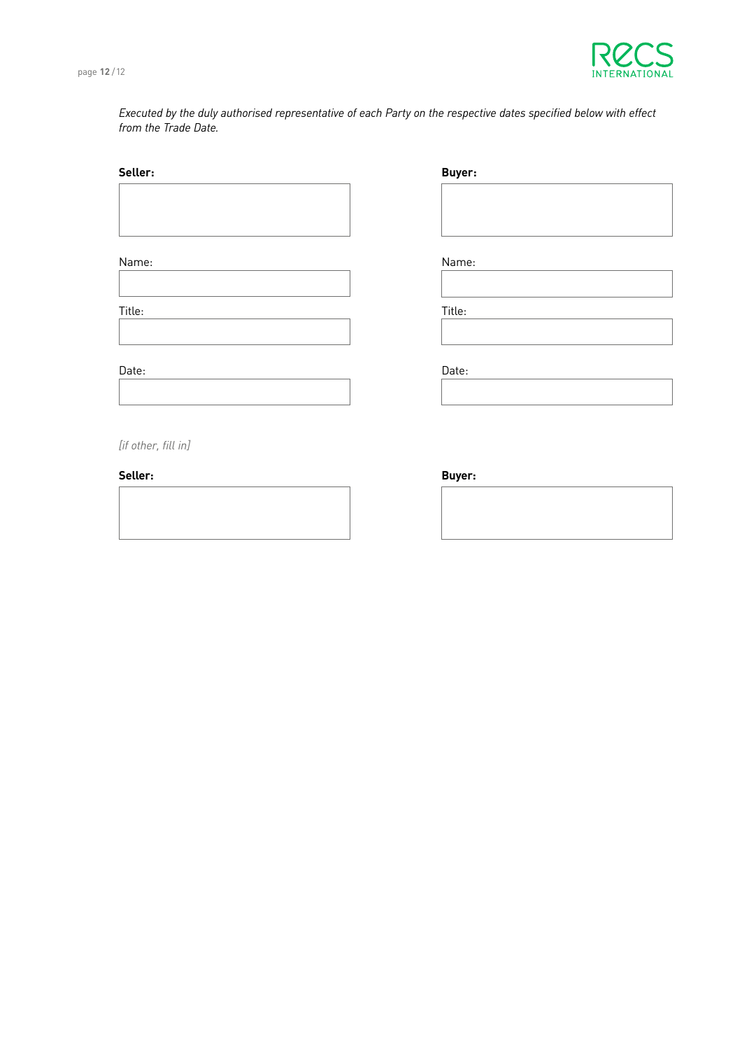*Executed by the duly authorised representative of each Party on the respective dates specified below with effect from the Trade Date.*

| **Seller:** | **Buyer:** |
| --- | --- |
| | |
| Name: | Name: |
| Title: | Title: |
| Date: | Date: |

*[if other, fill in]*

| **Seller:** | **Buyer:** |
| --- | --- |
| | |